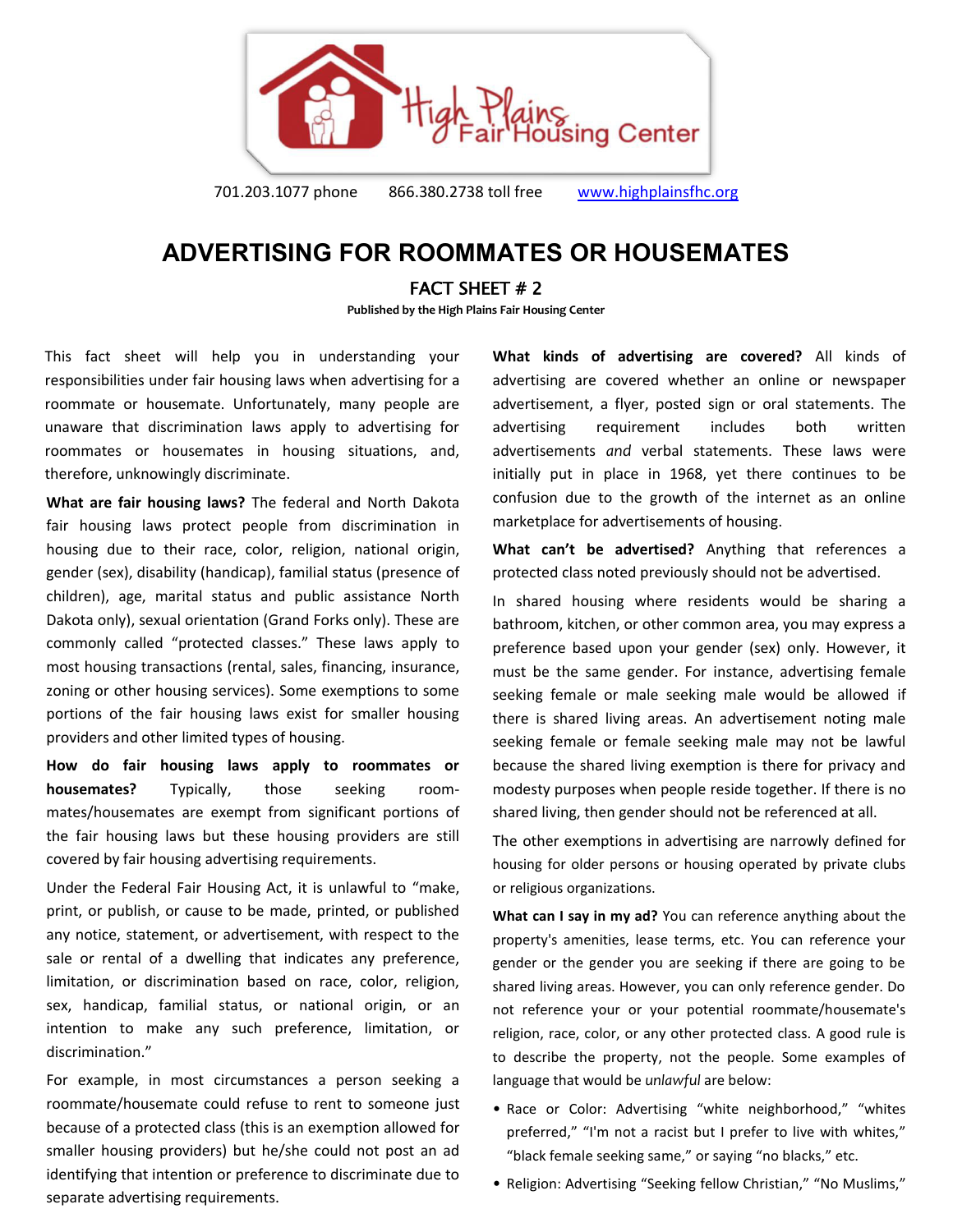High Plains Fair Housing Center

701.203.1077 phone 866.380.2738 toll free www.highplainsfhc.org

# ADVERTISING FOR ROOMMATES OR HOUSEMATES

## FACT SHEET # 2

**Published by the High Plains Fair Housing Center**

This fact sheet will help you in understanding your responsibilities under fair housing laws when advertising for a roommate or housemate. Unfortunately, many people are unaware that discrimination laws apply to advertising for roommates or housemates in housing situations, and, therefore, unknowingly discriminate.

**What are fair housing laws?** The federal and North Dakota fair housing laws protect people from discrimination in housing due to their race, color, religion, national origin, gender (sex), disability (handicap), familial status (presence of children), age, marital status and public assistance North Dakota only), sexual orientation (Grand Forks only). These are commonly called "protected classes." These laws apply to most housing transactions (rental, sales, financing, insurance, zoning or other housing services). Some exemptions to some portions of the fair housing laws exist for smaller housing providers and other limited types of housing.

**How do fair housing laws apply to roommates or housemates?** Typically, those seeking roommates/housemates are exempt from significant portions of the fair housing laws but these housing providers are still covered by fair housing advertising requirements.

Under the Federal Fair Housing Act, it is unlawful to "make, print, or publish, or cause to be made, printed, or published any notice, statement, or advertisement, with respect to the sale or rental of a dwelling that indicates any preference, limitation, or discrimination based on race, color, religion, sex, handicap, familial status, or national origin, or an intention to make any such preference, limitation, or discrimination."

For example, in most circumstances a person seeking a roommate/housemate could refuse to rent to someone just because of a protected class (this is an exemption allowed for smaller housing providers) but he/she could not post an ad identifying that intention or preference to discriminate due to separate advertising requirements.

**What kinds of advertising are covered?** All kinds of advertising are covered whether an online or newspaper advertisement, a flyer, posted sign or oral statements. The advertising requirement includes both written advertisements *and* verbal statements. These laws were initially put in place in 1968, yet there continues to be confusion due to the growth of the internet as an online marketplace for advertisements of housing.

**What can't be advertised?** Anything that references a protected class noted previously should not be advertised.

In shared housing where residents would be sharing a bathroom, kitchen, or other common area, you may express a preference based upon your gender (sex) only. However, it must be the same gender. For instance, advertising female seeking female or male seeking male would be allowed if there is shared living areas. An advertisement noting male seeking female or female seeking male may not be lawful because the shared living exemption is there for privacy and modesty purposes when people reside together. If there is no shared living, then gender should not be referenced at all.

The other exemptions in advertising are narrowly defined for housing for older persons or housing operated by private clubs or religious organizations.

**What can I say in my ad?** You can reference anything about the property's amenities, lease terms, etc. You can reference your gender or the gender you are seeking if there are going to be shared living areas. However, you can only reference gender. Do not reference your or your potential roommate/housemate's religion, race, color, or any other protected class. A good rule is to describe the property, not the people. Some examples of language that would be *unlawful* are below:

- Race or Color: Advertising "white neighborhood," "whites preferred," "I'm not a racist but I prefer to live with whites," "black female seeking same," or saying "no blacks," etc.
- Religion: Advertising "Seeking fellow Christian," "No Muslims,"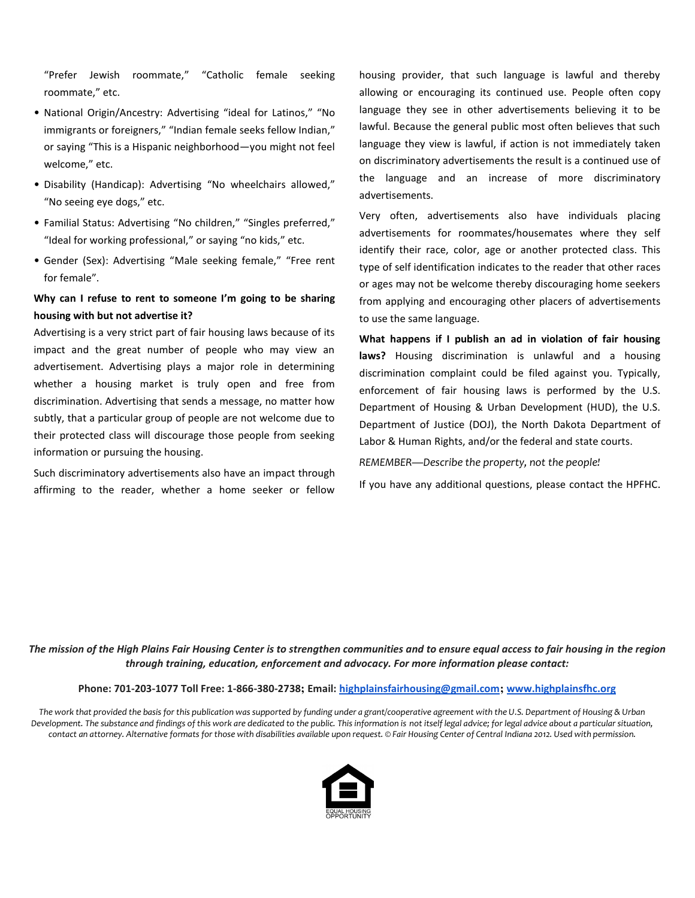"Prefer Jewish roommate," "Catholic female seeking roommate," etc.

- National Origin/Ancestry: Advertising "ideal for Latinos," "No immigrants or foreigners," "Indian female seeks fellow Indian," or saying "This is a Hispanic neighborhood—you might not feel welcome," etc.
- Disability (Handicap): Advertising "No wheelchairs allowed," "No seeing eye dogs," etc.
- Familial Status: Advertising "No children," "Singles preferred," "Ideal for working professional," or saying "no kids," etc.
- Gender (Sex): Advertising "Male seeking female," "Free rent for female".

**Why can I refuse to rent to someone I'm going to be sharing housing with but not advertise it?**

Advertising is a very strict part of fair housing laws because of its impact and the great number of people who may view an advertisement. Advertising plays a major role in determining whether a housing market is truly open and free from discrimination. Advertising that sends a message, no matter how subtly, that a particular group of people are not welcome due to their protected class will discourage those people from seeking information or pursuing the housing.

Such discriminatory advertisements also have an impact through affirming to the reader, whether a home seeker or fellow housing provider, that such language is lawful and thereby allowing or encouraging its continued use. People often copy language they see in other advertisements believing it to be lawful. Because the general public most often believes that such language they view is lawful, if action is not immediately taken on discriminatory advertisements the result is a continued use of the language and an increase of more discriminatory advertisements.

Very often, advertisements also have individuals placing advertisements for roommates/housemates where they self identify their race, color, age or another protected class. This type of self identification indicates to the reader that other races or ages may not be welcome thereby discouraging home seekers from applying and encouraging other placers of advertisements to use the same language.

**What happens if I publish an ad in violation of fair housing laws?** Housing discrimination is unlawful and a housing discrimination complaint could be filed against you. Typically, enforcement of fair housing laws is performed by the U.S. Department of Housing & Urban Development (HUD), the U.S. Department of Justice (DOJ), the North Dakota Department of Labor & Human Rights, and/or the federal and state courts.

*REMEMBER—Describe the property, not the people!*

If you have any additional questions, please contact the HPFHC.

***The mission of the High Plains Fair Housing Center is to strengthen communities and to ensure equal access to fair housing in the region through training, education, enforcement and advocacy. For more information please contact:***

**Phone: 701-203-1077 Toll Free: 1-866-380-2738; Email: highplainsfairhousing@gmail.com; www.highplainsfhc.org**

*The work that provided the basis for this publication was supported by funding under a grant/cooperative agreement with the U.S. Department of Housing & Urban Development. The substance and findings of this work are dedicated to the public. This information is not itself legal advice; for legal advice about a particular situation, contact an attorney. Alternative formats for those with disabilities available upon request. © Fair Housing Center of Central Indiana 2012. Used with permission.*

EQUAL HOUSING OPPORTUNITY